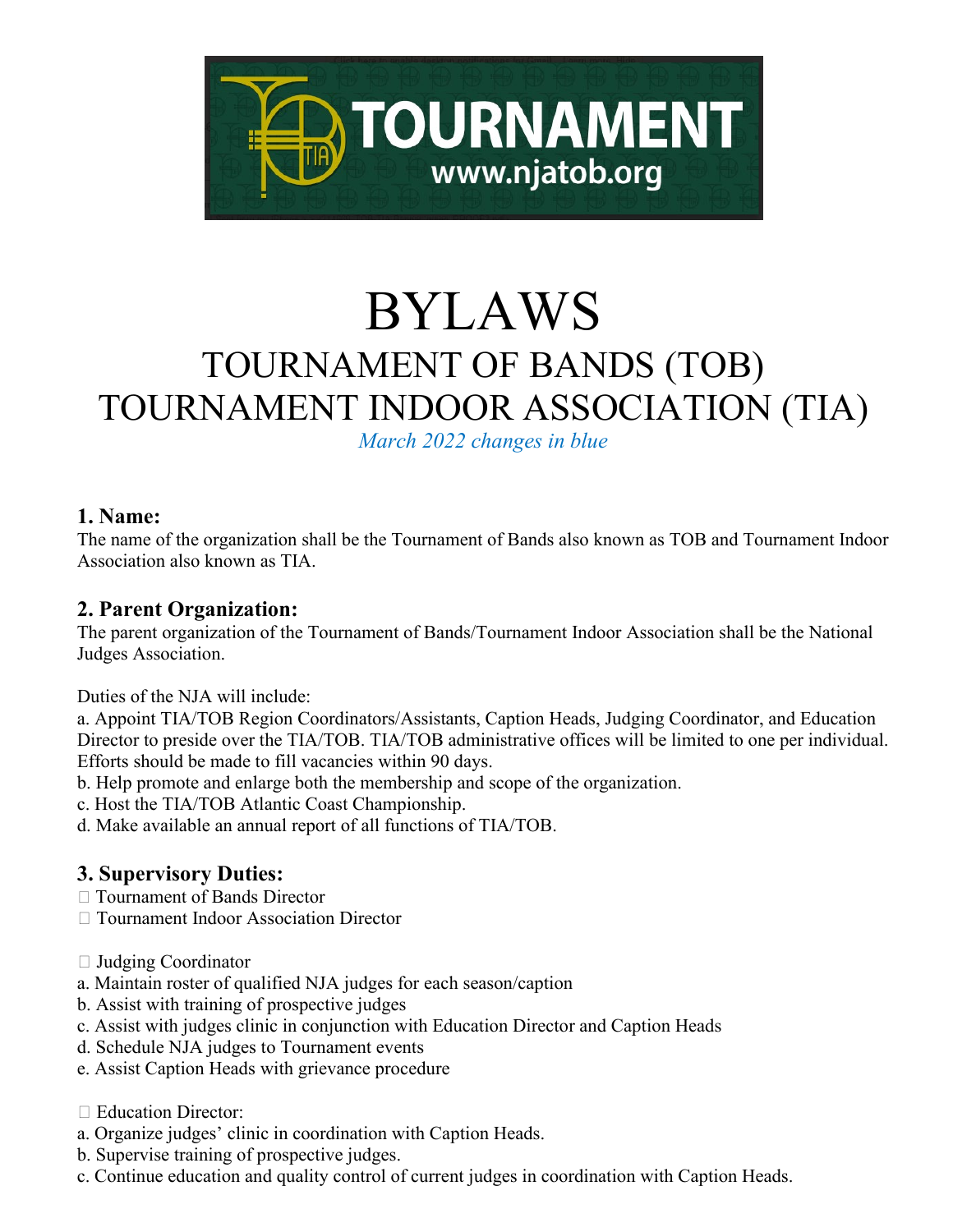# BYLAWS

## TOURNAMENT OF BANDS (TOB)
## TOURNAMENT INDOOR ASSOCIATION (TIA)

*March 2022 changes in blue*

### 1. Name:

The name of the organization shall be the Tournament of Bands also known as TOB and Tournament Indoor Association also known as TIA.

### 2. Parent Organization:

The parent organization of the Tournament of Bands/Tournament Indoor Association shall be the National Judges Association.

Duties of the NJA will include:

a. Appoint TIA/TOB Region Coordinators/Assistants, Caption Heads, Judging Coordinator, and Education Director to preside over the TIA/TOB. TIA/TOB administrative offices will be limited to one per individual. Efforts should be made to fill vacancies within 90 days.
b. Help promote and enlarge both the membership and scope of the organization.
c. Host the TIA/TOB Atlantic Coast Championship.
d. Make available an annual report of all functions of TIA/TOB.

### 3. Supervisory Duties:

- Tournament of Bands Director
- Tournament Indoor Association Director

- Judging Coordinator

a. Maintain roster of qualified NJA judges for each season/caption
b. Assist with training of prospective judges
c. Assist with judges clinic in conjunction with Education Director and Caption Heads
d. Schedule NJA judges to Tournament events
e. Assist Caption Heads with grievance procedure

- Education Director:

a. Organize judges' clinic in coordination with Caption Heads.
b. Supervise training of prospective judges.
c. Continue education and quality control of current judges in coordination with Caption Heads.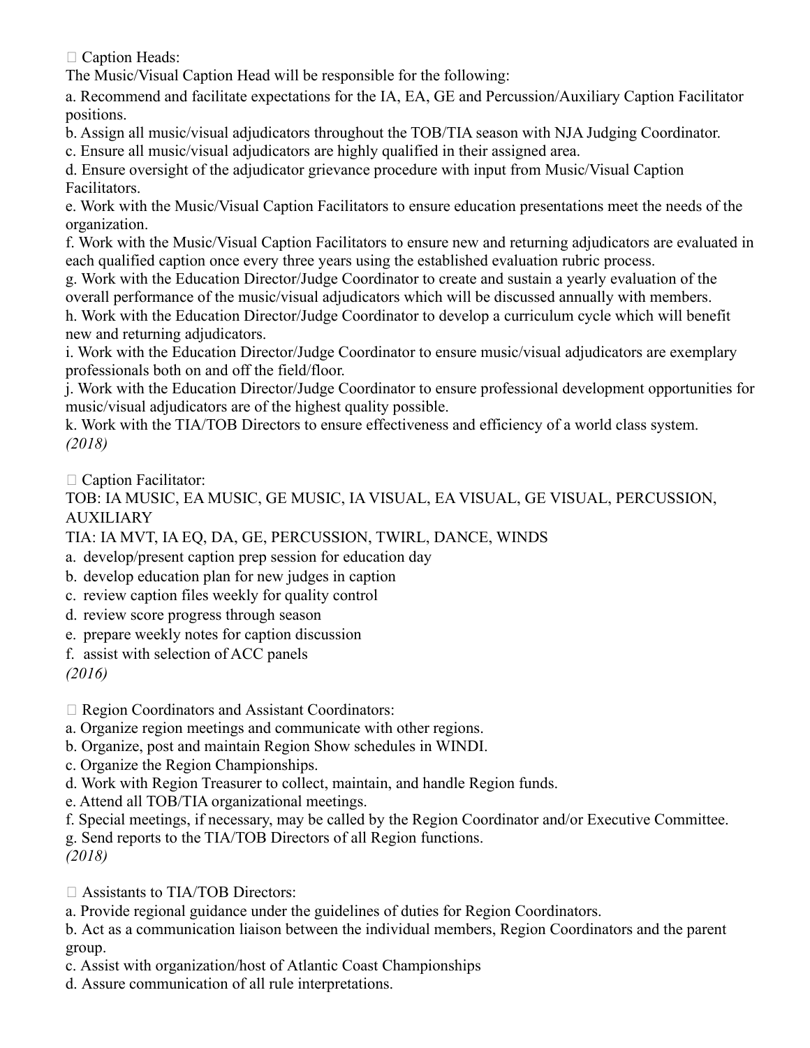Caption Heads:

The Music/Visual Caption Head will be responsible for the following:

a. Recommend and facilitate expectations for the IA, EA, GE and Percussion/Auxiliary Caption Facilitator positions.
b. Assign all music/visual adjudicators throughout the TOB/TIA season with NJA Judging Coordinator.
c. Ensure all music/visual adjudicators are highly qualified in their assigned area.
d. Ensure oversight of the adjudicator grievance procedure with input from Music/Visual Caption Facilitators.
e. Work with the Music/Visual Caption Facilitators to ensure education presentations meet the needs of the organization.
f. Work with the Music/Visual Caption Facilitators to ensure new and returning adjudicators are evaluated in each qualified caption once every three years using the established evaluation rubric process.
g. Work with the Education Director/Judge Coordinator to create and sustain a yearly evaluation of the overall performance of the music/visual adjudicators which will be discussed annually with members.
h. Work with the Education Director/Judge Coordinator to develop a curriculum cycle which will benefit new and returning adjudicators.
i. Work with the Education Director/Judge Coordinator to ensure music/visual adjudicators are exemplary professionals both on and off the field/floor.
j. Work with the Education Director/Judge Coordinator to ensure professional development opportunities for music/visual adjudicators are of the highest quality possible.
k. Work with the TIA/TOB Directors to ensure effectiveness and efficiency of a world class system.

*(2018)*

 Caption Facilitator:

TOB: IA MUSIC, EA MUSIC, GE MUSIC, IA VISUAL, EA VISUAL, GE VISUAL, PERCUSSION, AUXILIARY

TIA: IA MVT, IA EQ, DA, GE, PERCUSSION, TWIRL, DANCE, WINDS

a. develop/present caption prep session for education day
b. develop education plan for new judges in caption
c. review caption files weekly for quality control
d. review score progress through season
e. prepare weekly notes for caption discussion
f. assist with selection of ACC panels

*(2016)*

 Region Coordinators and Assistant Coordinators:

a. Organize region meetings and communicate with other regions.
b. Organize, post and maintain Region Show schedules in WINDI.
c. Organize the Region Championships.
d. Work with Region Treasurer to collect, maintain, and handle Region funds.
e. Attend all TOB/TIA organizational meetings.
f. Special meetings, if necessary, may be called by the Region Coordinator and/or Executive Committee.
g. Send reports to the TIA/TOB Directors of all Region functions.

*(2018)*

 Assistants to TIA/TOB Directors:

a. Provide regional guidance under the guidelines of duties for Region Coordinators.
b. Act as a communication liaison between the individual members, Region Coordinators and the parent group.
c. Assist with organization/host of Atlantic Coast Championships
d. Assure communication of all rule interpretations.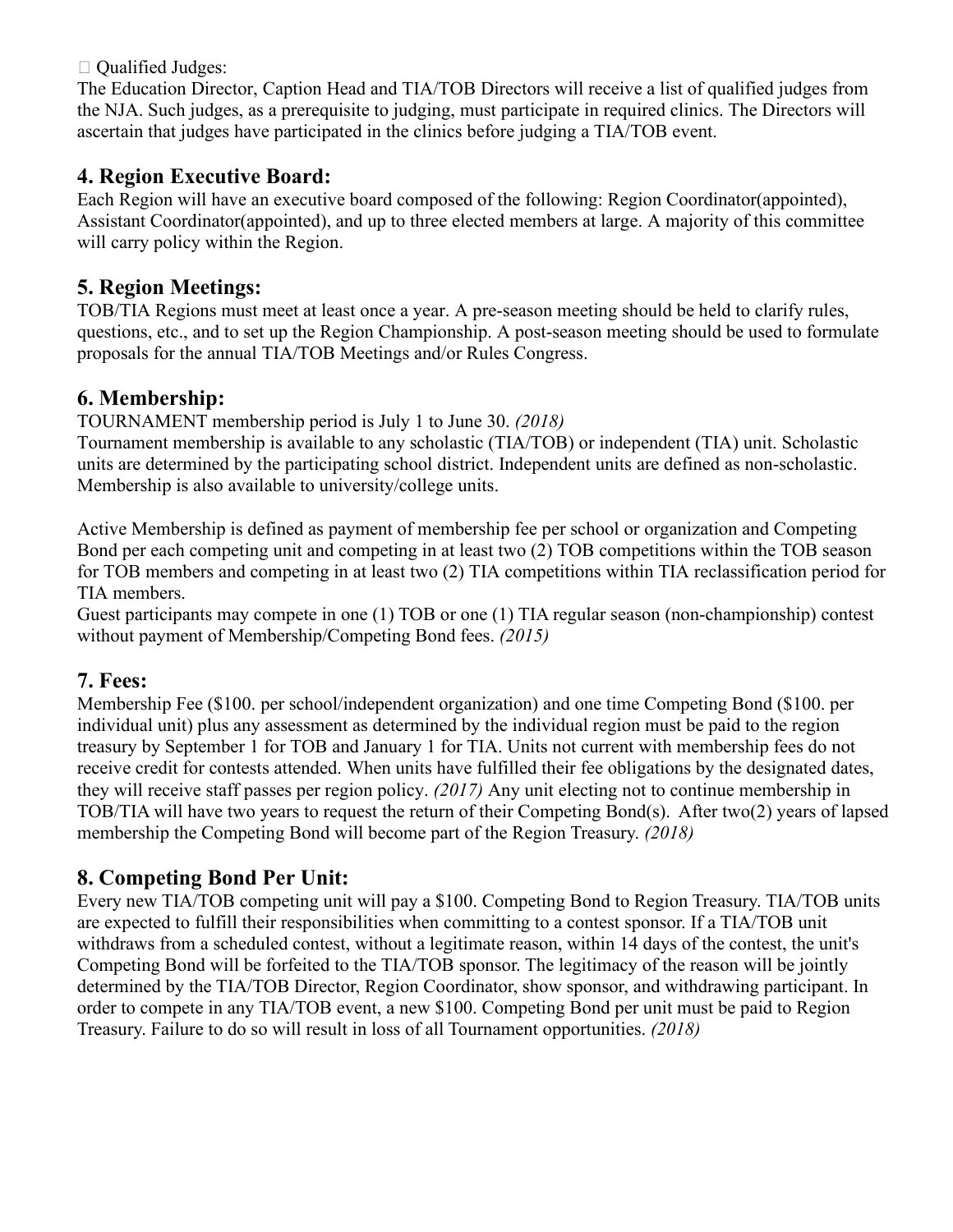- Qualified Judges:

The Education Director, Caption Head and TIA/TOB Directors will receive a list of qualified judges from the NJA. Such judges, as a prerequisite to judging, must participate in required clinics. The Directors will ascertain that judges have participated in the clinics before judging a TIA/TOB event.

## 4. Region Executive Board:

Each Region will have an executive board composed of the following: Region Coordinator(appointed), Assistant Coordinator(appointed), and up to three elected members at large. A majority of this committee will carry policy within the Region.

## 5. Region Meetings:

TOB/TIA Regions must meet at least once a year. A pre-season meeting should be held to clarify rules, questions, etc., and to set up the Region Championship. A post-season meeting should be used to formulate proposals for the annual TIA/TOB Meetings and/or Rules Congress.

## 6. Membership:

TOURNAMENT membership period is July 1 to June 30. *(2018)*
Tournament membership is available to any scholastic (TIA/TOB) or independent (TIA) unit. Scholastic units are determined by the participating school district. Independent units are defined as non-scholastic. Membership is also available to university/college units.

Active Membership is defined as payment of membership fee per school or organization and Competing Bond per each competing unit and competing in at least two (2) TOB competitions within the TOB season for TOB members and competing in at least two (2) TIA competitions within TIA reclassification period for TIA members.
Guest participants may compete in one (1) TOB or one (1) TIA regular season (non-championship) contest without payment of Membership/Competing Bond fees. *(2015)*

## 7. Fees:

Membership Fee ($100. per school/independent organization) and one time Competing Bond ($100. per individual unit) plus any assessment as determined by the individual region must be paid to the region treasury by September 1 for TOB and January 1 for TIA. Units not current with membership fees do not receive credit for contests attended. When units have fulfilled their fee obligations by the designated dates, they will receive staff passes per region policy. *(2017)* Any unit electing not to continue membership in TOB/TIA will have two years to request the return of their Competing Bond(s). After two(2) years of lapsed membership the Competing Bond will become part of the Region Treasury. *(2018)*

## 8. Competing Bond Per Unit:

Every new TIA/TOB competing unit will pay a $100. Competing Bond to Region Treasury. TIA/TOB units are expected to fulfill their responsibilities when committing to a contest sponsor. If a TIA/TOB unit withdraws from a scheduled contest, without a legitimate reason, within 14 days of the contest, the unit's Competing Bond will be forfeited to the TIA/TOB sponsor. The legitimacy of the reason will be jointly determined by the TIA/TOB Director, Region Coordinator, show sponsor, and withdrawing participant. In order to compete in any TIA/TOB event, a new $100. Competing Bond per unit must be paid to Region Treasury. Failure to do so will result in loss of all Tournament opportunities. *(2018)*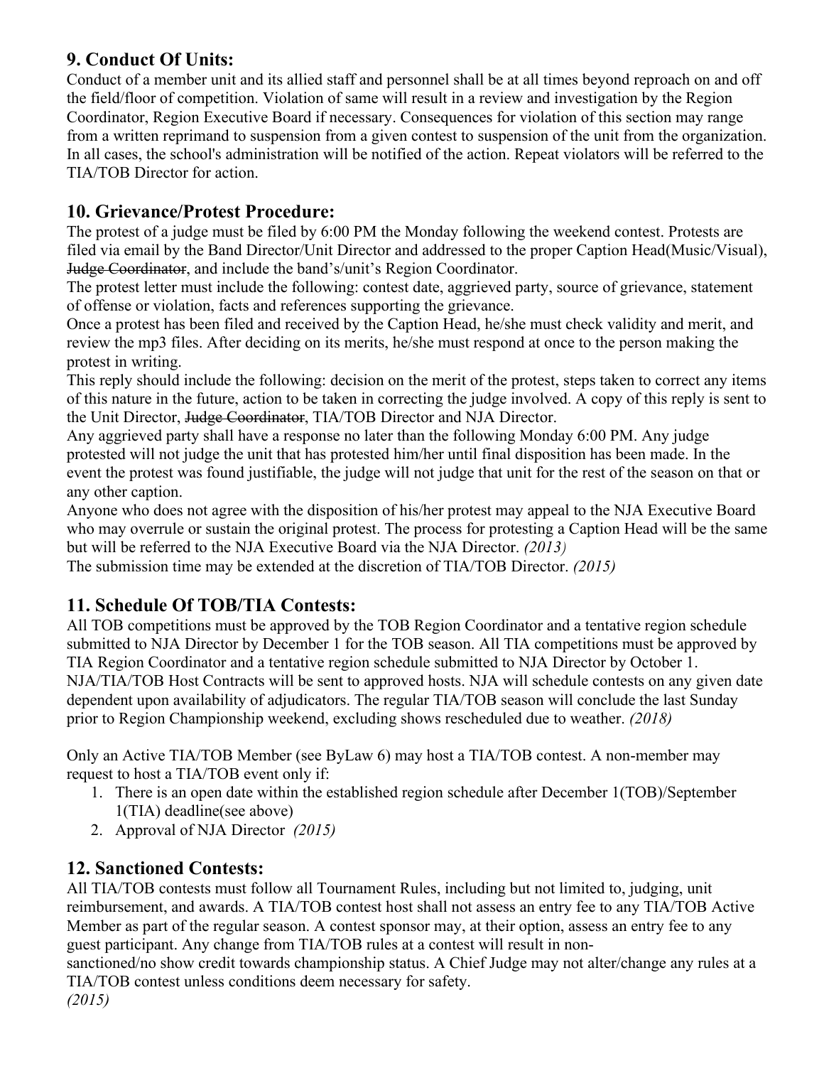## 9. Conduct Of Units:

Conduct of a member unit and its allied staff and personnel shall be at all times beyond reproach on and off the field/floor of competition. Violation of same will result in a review and investigation by the Region Coordinator, Region Executive Board if necessary. Consequences for violation of this section may range from a written reprimand to suspension from a given contest to suspension of the unit from the organization. In all cases, the school's administration will be notified of the action. Repeat violators will be referred to the TIA/TOB Director for action.

## 10. Grievance/Protest Procedure:

The protest of a judge must be filed by 6:00 PM the Monday following the weekend contest. Protests are filed via email by the Band Director/Unit Director and addressed to the proper Caption Head(Music/Visual), ~~Judge Coordinator~~, and include the band's/unit's Region Coordinator.

The protest letter must include the following: contest date, aggrieved party, source of grievance, statement of offense or violation, facts and references supporting the grievance.

Once a protest has been filed and received by the Caption Head, he/she must check validity and merit, and review the mp3 files. After deciding on its merits, he/she must respond at once to the person making the protest in writing.

This reply should include the following: decision on the merit of the protest, steps taken to correct any items of this nature in the future, action to be taken in correcting the judge involved. A copy of this reply is sent to the Unit Director, ~~Judge Coordinator~~, TIA/TOB Director and NJA Director.

Any aggrieved party shall have a response no later than the following Monday 6:00 PM. Any judge protested will not judge the unit that has protested him/her until final disposition has been made. In the event the protest was found justifiable, the judge will not judge that unit for the rest of the season on that or any other caption.

Anyone who does not agree with the disposition of his/her protest may appeal to the NJA Executive Board who may overrule or sustain the original protest. The process for protesting a Caption Head will be the same but will be referred to the NJA Executive Board via the NJA Director. *(2013)*

The submission time may be extended at the discretion of TIA/TOB Director. *(2015)*

## 11. Schedule Of TOB/TIA Contests:

All TOB competitions must be approved by the TOB Region Coordinator and a tentative region schedule submitted to NJA Director by December 1 for the TOB season. All TIA competitions must be approved by TIA Region Coordinator and a tentative region schedule submitted to NJA Director by October 1. NJA/TIA/TOB Host Contracts will be sent to approved hosts. NJA will schedule contests on any given date dependent upon availability of adjudicators. The regular TIA/TOB season will conclude the last Sunday prior to Region Championship weekend, excluding shows rescheduled due to weather. *(2018)*

Only an Active TIA/TOB Member (see ByLaw 6) may host a TIA/TOB contest. A non-member may request to host a TIA/TOB event only if:

1. There is an open date within the established region schedule after December 1(TOB)/September 1(TIA) deadline(see above)
2. Approval of NJA Director *(2015)*

## 12. Sanctioned Contests:

All TIA/TOB contests must follow all Tournament Rules, including but not limited to, judging, unit reimbursement, and awards. A TIA/TOB contest host shall not assess an entry fee to any TIA/TOB Active Member as part of the regular season. A contest sponsor may, at their option, assess an entry fee to any guest participant. Any change from TIA/TOB rules at a contest will result in non-sanctioned/no show credit towards championship status. A Chief Judge may not alter/change any rules at a TIA/TOB contest unless conditions deem necessary for safety.
*(2015)*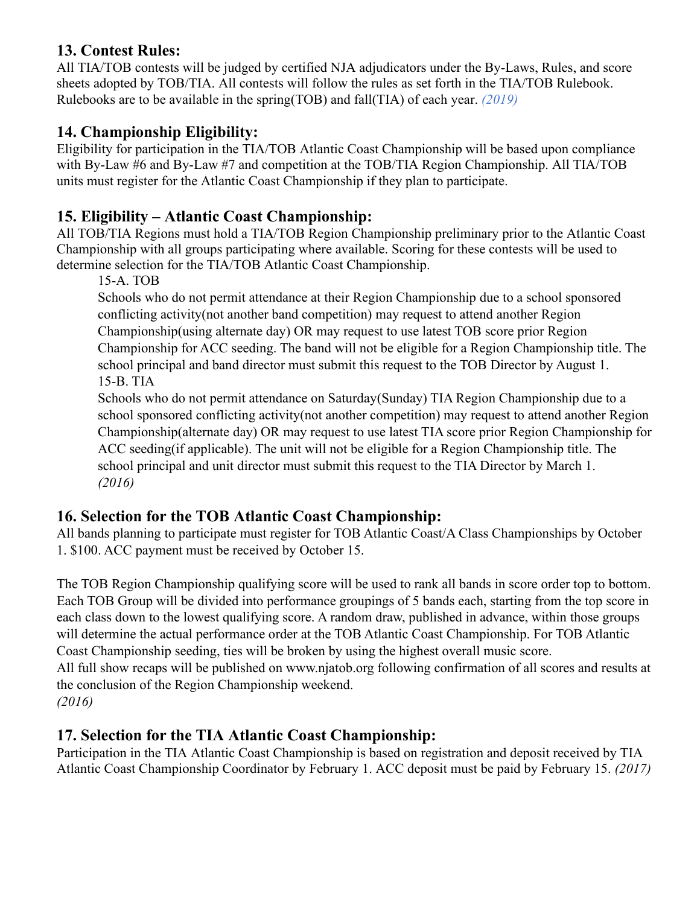## 13. Contest Rules:

All TIA/TOB contests will be judged by certified NJA adjudicators under the By-Laws, Rules, and score sheets adopted by TOB/TIA. All contests will follow the rules as set forth in the TIA/TOB Rulebook. Rulebooks are to be available in the spring(TOB) and fall(TIA) of each year. *(2019)*

## 14. Championship Eligibility:

Eligibility for participation in the TIA/TOB Atlantic Coast Championship will be based upon compliance with By-Law #6 and By-Law #7 and competition at the TOB/TIA Region Championship. All TIA/TOB units must register for the Atlantic Coast Championship if they plan to participate.

## 15. Eligibility – Atlantic Coast Championship:

All TOB/TIA Regions must hold a TIA/TOB Region Championship preliminary prior to the Atlantic Coast Championship with all groups participating where available. Scoring for these contests will be used to determine selection for the TIA/TOB Atlantic Coast Championship.

> 15-A. TOB
>
> Schools who do not permit attendance at their Region Championship due to a school sponsored conflicting activity(not another band competition) may request to attend another Region Championship(using alternate day) OR may request to use latest TOB score prior Region Championship for ACC seeding. The band will not be eligible for a Region Championship title. The school principal and band director must submit this request to the TOB Director by August 1.
>
> 15-B. TIA
>
> Schools who do not permit attendance on Saturday(Sunday) TIA Region Championship due to a school sponsored conflicting activity(not another competition) may request to attend another Region Championship(alternate day) OR may request to use latest TIA score prior Region Championship for ACC seeding(if applicable). The unit will not be eligible for a Region Championship title. The school principal and unit director must submit this request to the TIA Director by March 1.
>
> *(2016)*

## 16. Selection for the TOB Atlantic Coast Championship:

All bands planning to participate must register for TOB Atlantic Coast/A Class Championships by October 1. $100. ACC payment must be received by October 15.

The TOB Region Championship qualifying score will be used to rank all bands in score order top to bottom. Each TOB Group will be divided into performance groupings of 5 bands each, starting from the top score in each class down to the lowest qualifying score. A random draw, published in advance, within those groups will determine the actual performance order at the TOB Atlantic Coast Championship. For TOB Atlantic Coast Championship seeding, ties will be broken by using the highest overall music score.
All full show recaps will be published on www.njatob.org following confirmation of all scores and results at the conclusion of the Region Championship weekend.
*(2016)*

## 17. Selection for the TIA Atlantic Coast Championship:

Participation in the TIA Atlantic Coast Championship is based on registration and deposit received by TIA Atlantic Coast Championship Coordinator by February 1. ACC deposit must be paid by February 15. *(2017)*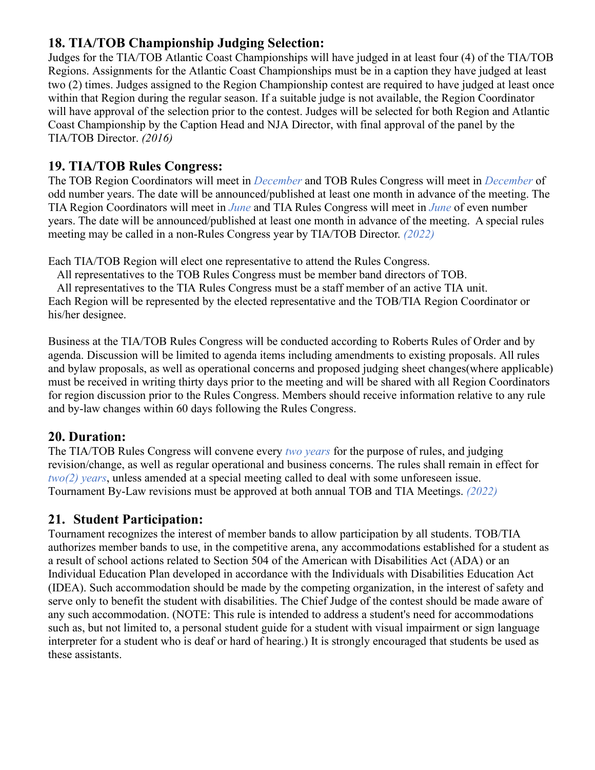## 18. TIA/TOB Championship Judging Selection:

Judges for the TIA/TOB Atlantic Coast Championships will have judged in at least four (4) of the TIA/TOB Regions. Assignments for the Atlantic Coast Championships must be in a caption they have judged at least two (2) times. Judges assigned to the Region Championship contest are required to have judged at least once within that Region during the regular season. If a suitable judge is not available, the Region Coordinator will have approval of the selection prior to the contest. Judges will be selected for both Region and Atlantic Coast Championship by the Caption Head and NJA Director, with final approval of the panel by the TIA/TOB Director. *(2016)*

## 19. TIA/TOB Rules Congress:

The TOB Region Coordinators will meet in *December* and TOB Rules Congress will meet in *December* of odd number years. The date will be announced/published at least one month in advance of the meeting. The TIA Region Coordinators will meet in *June* and TIA Rules Congress will meet in *June* of even number years. The date will be announced/published at least one month in advance of the meeting. A special rules meeting may be called in a non-Rules Congress year by TIA/TOB Director. *(2022)*

Each TIA/TOB Region will elect one representative to attend the Rules Congress.
All representatives to the TOB Rules Congress must be member band directors of TOB.
All representatives to the TIA Rules Congress must be a staff member of an active TIA unit.
Each Region will be represented by the elected representative and the TOB/TIA Region Coordinator or his/her designee.

Business at the TIA/TOB Rules Congress will be conducted according to Roberts Rules of Order and by agenda. Discussion will be limited to agenda items including amendments to existing proposals. All rules and bylaw proposals, as well as operational concerns and proposed judging sheet changes(where applicable) must be received in writing thirty days prior to the meeting and will be shared with all Region Coordinators for region discussion prior to the Rules Congress. Members should receive information relative to any rule and by-law changes within 60 days following the Rules Congress.

## 20. Duration:

The TIA/TOB Rules Congress will convene every *two years* for the purpose of rules, and judging revision/change, as well as regular operational and business concerns. The rules shall remain in effect for *two(2) years*, unless amended at a special meeting called to deal with some unforeseen issue. Tournament By-Law revisions must be approved at both annual TOB and TIA Meetings. *(2022)*

## 21. Student Participation:

Tournament recognizes the interest of member bands to allow participation by all students. TOB/TIA authorizes member bands to use, in the competitive arena, any accommodations established for a student as a result of school actions related to Section 504 of the American with Disabilities Act (ADA) or an Individual Education Plan developed in accordance with the Individuals with Disabilities Education Act (IDEA). Such accommodation should be made by the competing organization, in the interest of safety and serve only to benefit the student with disabilities. The Chief Judge of the contest should be made aware of any such accommodation. (NOTE: This rule is intended to address a student's need for accommodations such as, but not limited to, a personal student guide for a student with visual impairment or sign language interpreter for a student who is deaf or hard of hearing.) It is strongly encouraged that students be used as these assistants.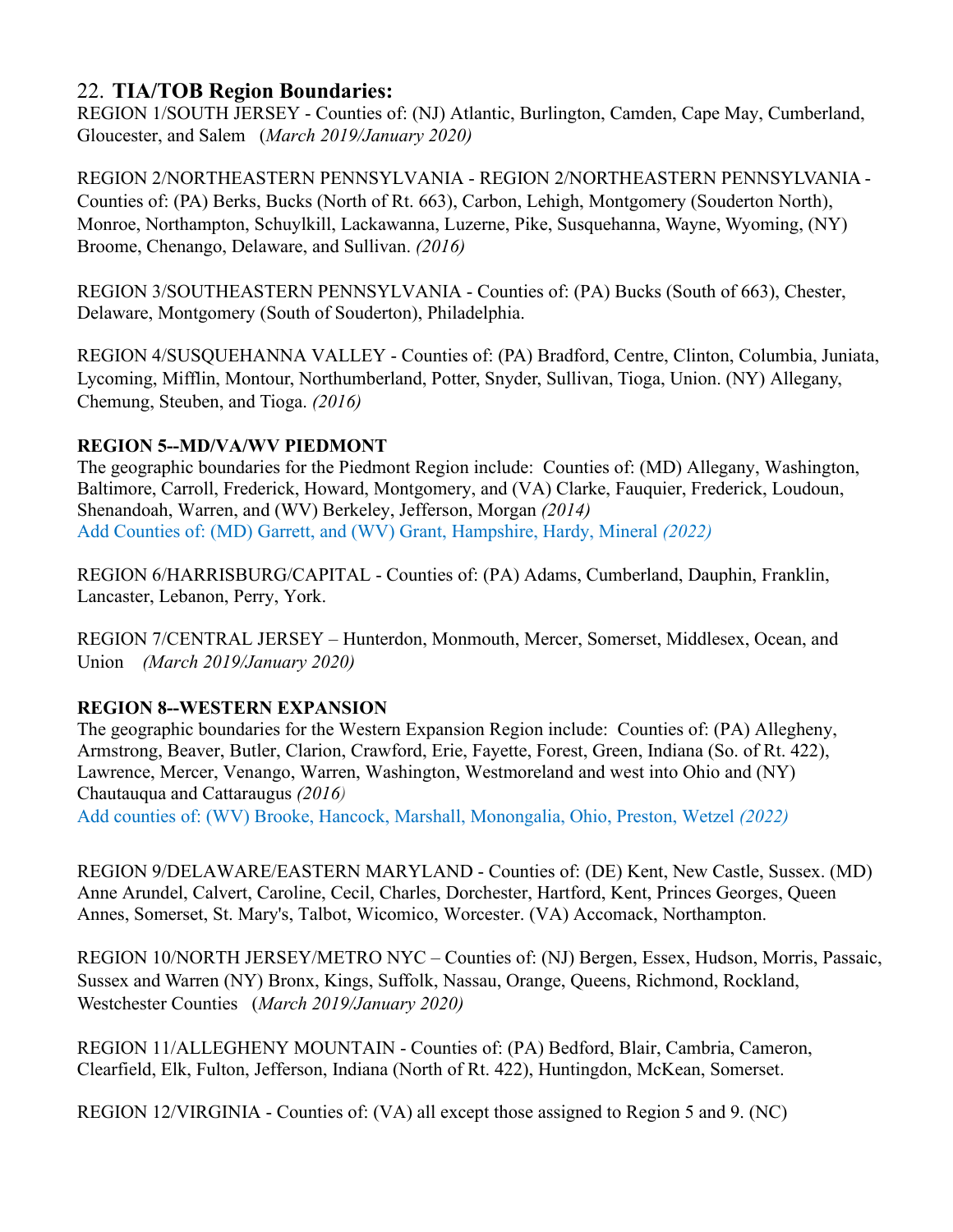## 22. **TIA/TOB Region Boundaries:**

REGION 1/SOUTH JERSEY - Counties of: (NJ) Atlantic, Burlington, Camden, Cape May, Cumberland, Gloucester, and Salem (*March 2019/January 2020)*

REGION 2/NORTHEASTERN PENNSYLVANIA - REGION 2/NORTHEASTERN PENNSYLVANIA - Counties of: (PA) Berks, Bucks (North of Rt. 663), Carbon, Lehigh, Montgomery (Souderton North), Monroe, Northampton, Schuylkill, Lackawanna, Luzerne, Pike, Susquehanna, Wayne, Wyoming, (NY) Broome, Chenango, Delaware, and Sullivan. *(2016)*

REGION 3/SOUTHEASTERN PENNSYLVANIA - Counties of: (PA) Bucks (South of 663), Chester, Delaware, Montgomery (South of Souderton), Philadelphia.

REGION 4/SUSQUEHANNA VALLEY - Counties of: (PA) Bradford, Centre, Clinton, Columbia, Juniata, Lycoming, Mifflin, Montour, Northumberland, Potter, Snyder, Sullivan, Tioga, Union. (NY) Allegany, Chemung, Steuben, and Tioga. *(2016)*

**REGION 5--MD/VA/WV PIEDMONT**

The geographic boundaries for the Piedmont Region include: Counties of: (MD) Allegany, Washington, Baltimore, Carroll, Frederick, Howard, Montgomery, and (VA) Clarke, Fauquier, Frederick, Loudoun, Shenandoah, Warren, and (WV) Berkeley, Jefferson, Morgan *(2014)*
Add Counties of: (MD) Garrett, and (WV) Grant, Hampshire, Hardy, Mineral *(2022)*

REGION 6/HARRISBURG/CAPITAL - Counties of: (PA) Adams, Cumberland, Dauphin, Franklin, Lancaster, Lebanon, Perry, York.

REGION 7/CENTRAL JERSEY – Hunterdon, Monmouth, Mercer, Somerset, Middlesex, Ocean, and Union *(March 2019/January 2020)*

**REGION 8--WESTERN EXPANSION**

The geographic boundaries for the Western Expansion Region include: Counties of: (PA) Allegheny, Armstrong, Beaver, Butler, Clarion, Crawford, Erie, Fayette, Forest, Green, Indiana (So. of Rt. 422), Lawrence, Mercer, Venango, Warren, Washington, Westmoreland and west into Ohio and (NY) Chautauqua and Cattaraugus *(2016)*
Add counties of: (WV) Brooke, Hancock, Marshall, Monongalia, Ohio, Preston, Wetzel *(2022)*

REGION 9/DELAWARE/EASTERN MARYLAND - Counties of: (DE) Kent, New Castle, Sussex. (MD) Anne Arundel, Calvert, Caroline, Cecil, Charles, Dorchester, Hartford, Kent, Princes Georges, Queen Annes, Somerset, St. Mary's, Talbot, Wicomico, Worcester. (VA) Accomack, Northampton.

REGION 10/NORTH JERSEY/METRO NYC – Counties of: (NJ) Bergen, Essex, Hudson, Morris, Passaic, Sussex and Warren (NY) Bronx, Kings, Suffolk, Nassau, Orange, Queens, Richmond, Rockland, Westchester Counties (*March 2019/January 2020)*

REGION 11/ALLEGHENY MOUNTAIN - Counties of: (PA) Bedford, Blair, Cambria, Cameron, Clearfield, Elk, Fulton, Jefferson, Indiana (North of Rt. 422), Huntingdon, McKean, Somerset.

REGION 12/VIRGINIA - Counties of: (VA) all except those assigned to Region 5 and 9. (NC)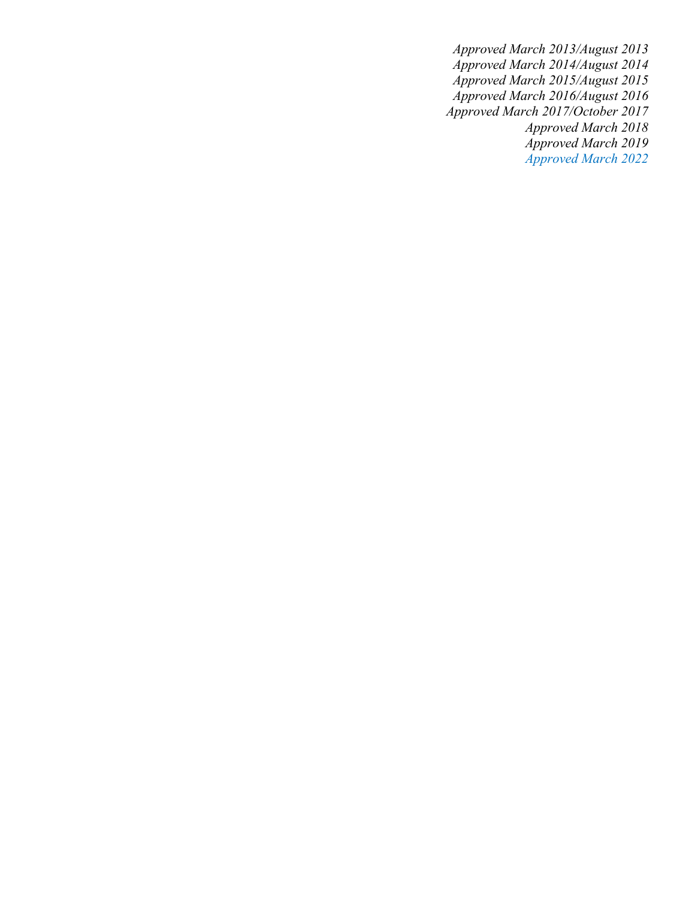*Approved March 2013/August 2013*
*Approved March 2014/August 2014*
*Approved March 2015/August 2015*
*Approved March 2016/August 2016*
*Approved March 2017/October 2017*
*Approved March 2018*
*Approved March 2019*
*Approved March 2022*